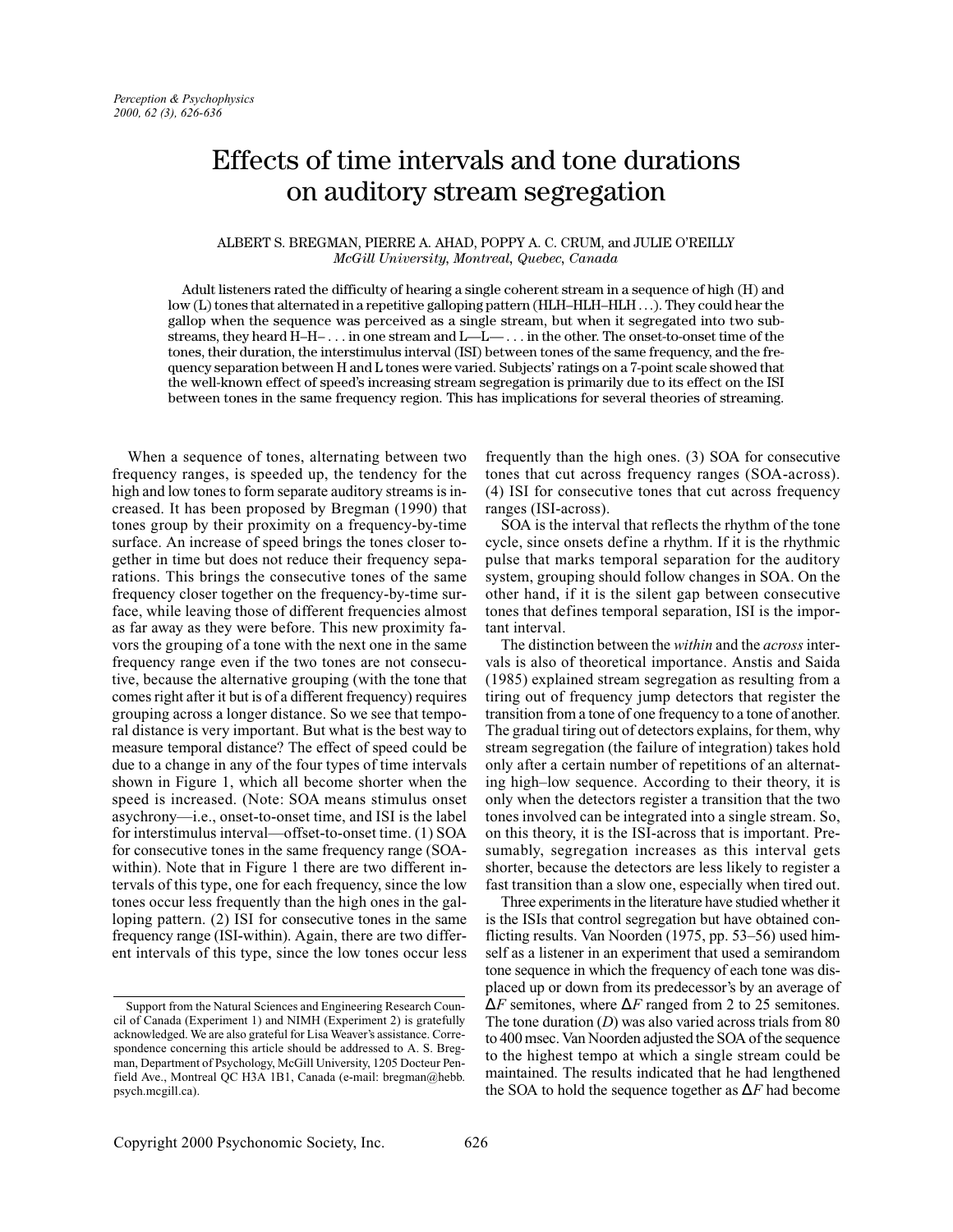# Effects of time intervals and tone durations on auditory stream segregation

ALBERT S. BREGMAN, PIERRE A. AHAD, POPPY A. C. CRUM, and JULIE O'REILLY
*McGill University, Montreal, Quebec, Canada*

Adult listeners rated the difficulty of hearing a single coherent stream in a sequence of high (H) and low (L) tones that alternated in a repetitive galloping pattern (HLH–HLH–HLH . . .). They could hear the gallop when the sequence was perceived as a single stream, but when it segregated into two substreams, they heard H–H– . . . in one stream and L—L— . . . in the other. The onset-to-onset time of the tones, their duration, the interstimulus interval (ISI) between tones of the same frequency, and the frequency separation between H and L tones were varied. Subjects' ratings on a 7-point scale showed that the well-known effect of speed's increasing stream segregation is primarily due to its effect on the ISI between tones in the same frequency region. This has implications for several theories of streaming.

When a sequence of tones, alternating between two frequency ranges, is speeded up, the tendency for the high and low tones to form separate auditory streams is increased. It has been proposed by Bregman (1990) that tones group by their proximity on a frequency-by-time surface. An increase of speed brings the tones closer together in time but does not reduce their frequency separations. This brings the consecutive tones of the same frequency closer together on the frequency-by-time surface, while leaving those of different frequencies almost as far away as they were before. This new proximity favors the grouping of a tone with the next one in the same frequency range even if the two tones are not consecutive, because the alternative grouping (with the tone that comes right after it but is of a different frequency) requires grouping across a longer distance. So we see that temporal distance is very important. But what is the best way to measure temporal distance? The effect of speed could be due to a change in any of the four types of time intervals shown in Figure 1, which all become shorter when the speed is increased. (Note: SOA means stimulus onset asychrony—i.e., onset-to-onset time, and ISI is the label for interstimulus interval—offset-to-onset time.) (1) SOA for consecutive tones in the same frequency range (SOA-within). Note that in Figure 1 there are two different intervals of this type, one for each frequency, since the low tones occur less frequently than the high ones in the galloping pattern. (2) ISI for consecutive tones in the same frequency range (ISI-within). Again, there are two different intervals of this type, since the low tones occur less frequently than the high ones. (3) SOA for consecutive tones that cut across frequency ranges (SOA-across). (4) ISI for consecutive tones that cut across frequency ranges (ISI-across).

SOA is the interval that reflects the rhythm of the tone cycle, since onsets define a rhythm. If it is the rhythmic pulse that marks temporal separation for the auditory system, grouping should follow changes in SOA. On the other hand, if it is the silent gap between consecutive tones that defines temporal separation, ISI is the important interval.

The distinction between the *within* and the *across* intervals is also of theoretical importance. Anstis and Saida (1985) explained stream segregation as resulting from a tiring out of frequency jump detectors that register the transition from a tone of one frequency to a tone of another. The gradual tiring out of detectors explains, for them, why stream segregation (the failure of integration) takes hold only after a certain number of repetitions of an alternating high–low sequence. According to their theory, it is only when the detectors register a transition that the two tones involved can be integrated into a single stream. So, on this theory, it is the ISI-across that is important. Presumably, segregation increases as this interval gets shorter, because the detectors are less likely to register a fast transition than a slow one, especially when tired out.

Three experiments in the literature have studied whether it is the ISIs that control segregation but have obtained conflicting results. Van Noorden (1975, pp. 53–56) used himself as a listener in an experiment that used a semirandom tone sequence in which the frequency of each tone was displaced up or down from its predecessor's by an average of $\Delta F$ semitones, where $\Delta F$ ranged from 2 to 25 semitones. The tone duration ($D$) was also varied across trials from 80 to 400 msec. Van Noorden adjusted the SOA of the sequence to the highest tempo at which a single stream could be maintained. The results indicated that he had lengthened the SOA to hold the sequence together as $\Delta F$ had become

Support from the Natural Sciences and Engineering Research Council of Canada (Experiment 1) and NIMH (Experiment 2) is gratefully acknowledged. We are also grateful for Lisa Weaver's assistance. Correspondence concerning this article should be addressed to A. S. Bregman, Department of Psychology, McGill University, 1205 Docteur Penfield Ave., Montreal QC H3A 1B1, Canada (e-mail: bregman@hebb.psych.mcgill.ca).

Copyright 2000 Psychonomic Society, Inc.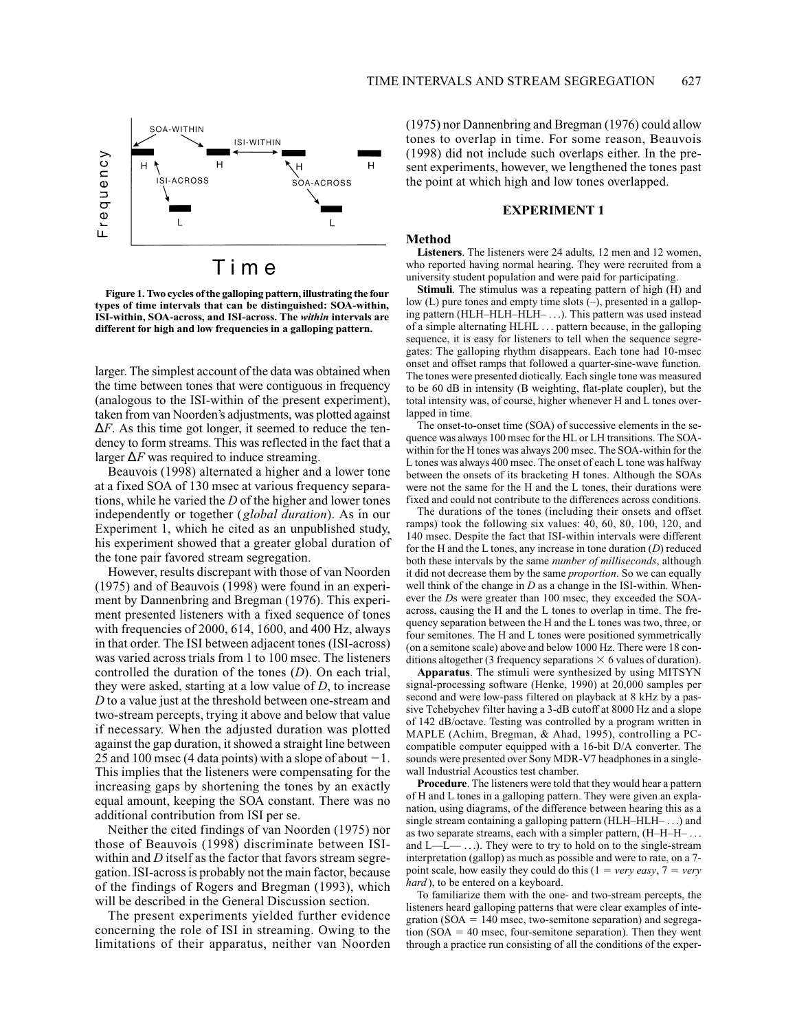Figure 1. Two cycles of the galloping pattern, illustrating the four types of time intervals that can be distinguished: SOA-within, ISI-within, SOA-across, and ISI-across. The *within* intervals are different for high and low frequencies in a galloping pattern.

larger. The simplest account of the data was obtained when the time between tones that were contiguous in frequency (analogous to the ISI-within of the present experiment), taken from van Noorden's adjustments, was plotted against $\Delta F$. As this time got longer, it seemed to reduce the tendency to form streams. This was reflected in the fact that a larger $\Delta F$ was required to induce streaming.

Beauvois (1998) alternated a higher and a lower tone at a fixed SOA of 130 msec at various frequency separations, while he varied the *D* of the higher and lower tones independently or together (*global duration*). As in our Experiment 1, which he cited as an unpublished study, his experiment showed that a greater global duration of the tone pair favored stream segregation.

However, results discrepant with those of van Noorden (1975) and of Beauvois (1998) were found in an experiment by Dannenbring and Bregman (1976). This experiment presented listeners with a fixed sequence of tones with frequencies of 2000, 614, 1600, and 400 Hz, always in that order. The ISI between adjacent tones (ISI-across) was varied across trials from 1 to 100 msec. The listeners controlled the duration of the tones (*D*). On each trial, they were asked, starting at a low value of *D*, to increase *D* to a value just at the threshold between one-stream and two-stream percepts, trying it above and below that value if necessary. When the adjusted duration was plotted against the gap duration, it showed a straight line between 25 and 100 msec (4 data points) with a slope of about $-1$. This implies that the listeners were compensating for the increasing gaps by shortening the tones by an exactly equal amount, keeping the SOA constant. There was no additional contribution from ISI per se.

Neither the cited findings of van Noorden (1975) nor those of Beauvois (1998) discriminate between ISI-within and *D* itself as the factor that favors stream segregation. ISI-across is probably not the main factor, because of the findings of Rogers and Bregman (1993), which will be described in the General Discussion section.

The present experiments yielded further evidence concerning the role of ISI in streaming. Owing to the limitations of their apparatus, neither van Noorden (1975) nor Dannenbring and Bregman (1976) could allow tones to overlap in time. For some reason, Beauvois (1998) did not include such overlaps either. In the present experiments, however, we lengthened the tones past the point at which high and low tones overlapped.

## EXPERIMENT 1

### Method

**Listeners**. The listeners were 24 adults, 12 men and 12 women, who reported having normal hearing. They were recruited from a university student population and were paid for participating.

**Stimuli**. The stimulus was a repeating pattern of high (H) and low (L) pure tones and empty time slots (–), presented in a galloping pattern (HLH–HLH–HLH– . . .). This pattern was used instead of a simple alternating HLHL . . . pattern because, in the galloping sequence, it is easy for listeners to tell when the sequence segregates: The galloping rhythm disappears. Each tone had 10-msec onset and offset ramps that followed a quarter-sine-wave function. The tones were presented diotically. Each single tone was measured to be 60 dB in intensity (B weighting, flat-plate coupler), but the total intensity was, of course, higher whenever H and L tones overlapped in time.

The onset-to-onset time (SOA) of successive elements in the sequence was always 100 msec for the HL or LH transitions. The SOA-within for the H tones was always 200 msec. The SOA-within for the L tones was always 400 msec. The onset of each L tone was halfway between the onsets of its bracketing H tones. Although the SOAs were not the same for the H and the L tones, their durations were fixed and could not contribute to the differences across conditions.

The durations of the tones (including their onsets and offset ramps) took the following six values: 40, 60, 80, 100, 120, and 140 msec. Despite the fact that ISI-within intervals were different for the H and the L tones, any increase in tone duration (*D*) reduced both these intervals by the same *number of milliseconds*, although it did not decrease them by the same *proportion*. So we can equally well think of the change in *D* as a change in the ISI-within. Whenever the *D*s were greater than 100 msec, they exceeded the SOA-across, causing the H and the L tones to overlap in time. The frequency separation between the H and the L tones was two, three, or four semitones. The H and L tones were positioned symmetrically (on a semitone scale) above and below 1000 Hz. There were 18 conditions altogether (3 frequency separations × 6 values of duration).

**Apparatus**. The stimuli were synthesized by using MITSYN signal-processing software (Henke, 1990) at 20,000 samples per second and were low-pass filtered on playback at 8 kHz by a passive Tchebychev filter having a 3-dB cutoff at 8000 Hz and a slope of 142 dB/octave. Testing was controlled by a program written in MAPLE (Achim, Bregman, & Ahad, 1995), controlling a PC-compatible computer equipped with a 16-bit D/A converter. The sounds were presented over Sony MDR-V7 headphones in a single-wall Industrial Acoustics test chamber.

**Procedure**. The listeners were told that they would hear a pattern of H and L tones in a galloping pattern. They were given an explanation, using diagrams, of the difference between hearing this as a single stream containing a galloping pattern (HLH–HLH– . . .) and as two separate streams, each with a simpler pattern, (H–H–H– . . . and L—L— . . .). They were to try to hold on to the single-stream interpretation (gallop) as much as possible and were to rate, on a 7-point scale, how easily they could do this (1 = *very easy*, 7 = *very hard*), to be entered on a keyboard.

To familiarize them with the one- and two-stream percepts, the listeners heard galloping patterns that were clear examples of integration (SOA = 140 msec, two-semitone separation) and segregation (SOA = 40 msec, four-semitone separation). Then they went through a practice run consisting of all the conditions of the exper-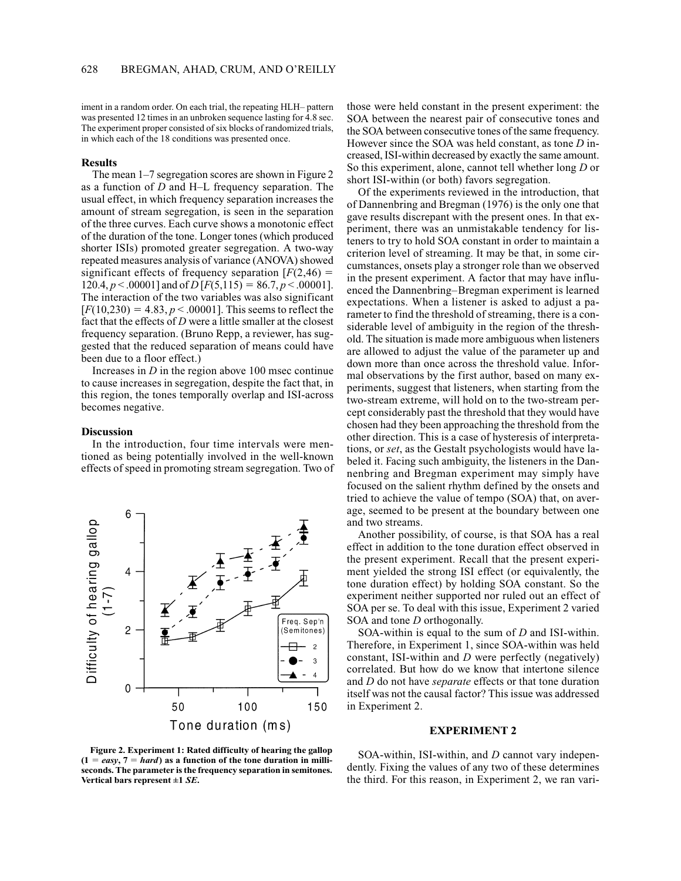iment in a random order. On each trial, the repeating HLH– pattern was presented 12 times in an unbroken sequence lasting for 4.8 sec. The experiment proper consisted of six blocks of randomized trials, in which each of the 18 conditions was presented once.

### Results

The mean 1–7 segregation scores are shown in Figure 2 as a function of $D$ and H–L frequency separation. The usual effect, in which frequency separation increases the amount of stream segregation, is seen in the separation of the three curves. Each curve shows a monotonic effect of the duration of the tone. Longer tones (which produced shorter ISIs) promoted greater segregation. A two-way repeated measures analysis of variance (ANOVA) showed significant effects of frequency separation [$F(2,46) = 120.4$, $p < .00001$] and of $D$ [$F(5,115) = 86.7$, $p < .00001$]. The interaction of the two variables was also significant [$F(10,230) = 4.83$, $p < .00001$]. This seems to reflect the fact that the effects of $D$ were a little smaller at the closest frequency separation. (Bruno Repp, a reviewer, has suggested that the reduced separation of means could have been due to a floor effect.)

Increases in $D$ in the region above 100 msec continue to cause increases in segregation, despite the fact that, in this region, the tones temporally overlap and ISI-across becomes negative.

### Discussion

In the introduction, four time intervals were mentioned as being potentially involved in the well-known effects of speed in promoting stream segregation. Two of those were held constant in the present experiment: the SOA between the nearest pair of consecutive tones and the SOA between consecutive tones of the same frequency. However since the SOA was held constant, as tone $D$ increased, ISI-within decreased by exactly the same amount. So this experiment, alone, cannot tell whether long $D$ or short ISI-within (or both) favors segregation.

**Figure 2. Experiment 1: Rated difficulty of hearing the gallop (1 = *easy*, 7 = *hard*) as a function of the tone duration in milliseconds. The parameter is the frequency separation in semitones. Vertical bars represent ±1 *SE*.**

Of the experiments reviewed in the introduction, that of Dannenbring and Bregman (1976) is the only one that gave results discrepant with the present ones. In that experiment, there was an unmistakable tendency for listeners to try to hold SOA constant in order to maintain a criterion level of streaming. It may be that, in some circumstances, onsets play a stronger role than we observed in the present experiment. A factor that may have influenced the Dannenbring–Bregman experiment is learned expectations. When a listener is asked to adjust a parameter to find the threshold of streaming, there is a considerable level of ambiguity in the region of the threshold. The situation is made more ambiguous when listeners are allowed to adjust the value of the parameter up and down more than once across the threshold value. Informal observations by the first author, based on many experiments, suggest that listeners, when starting from the two-stream extreme, will hold on to the two-stream percept considerably past the threshold that they would have chosen had they been approaching the threshold from the other direction. This is a case of hysteresis of interpretations, or *set*, as the Gestalt psychologists would have labeled it. Facing such ambiguity, the listeners in the Dannenbring and Bregman experiment may simply have focused on the salient rhythm defined by the onsets and tried to achieve the value of tempo (SOA) that, on average, seemed to be present at the boundary between one and two streams.

Another possibility, of course, is that SOA has a real effect in addition to the tone duration effect observed in the present experiment. Recall that the present experiment yielded the strong ISI effect (or equivalently, the tone duration effect) by holding SOA constant. So the experiment neither supported nor ruled out an effect of SOA per se. To deal with this issue, Experiment 2 varied SOA and tone $D$ orthogonally.

SOA-within is equal to the sum of $D$ and ISI-within. Therefore, in Experiment 1, since SOA-within was held constant, ISI-within and $D$ were perfectly (negatively) correlated. But how do we know that intertone silence and $D$ do not have *separate* effects or that tone duration itself was not the causal factor? This issue was addressed in Experiment 2.

## EXPERIMENT 2

SOA-within, ISI-within, and $D$ cannot vary independently. Fixing the values of any two of these determines the third. For this reason, in Experiment 2, we ran vari-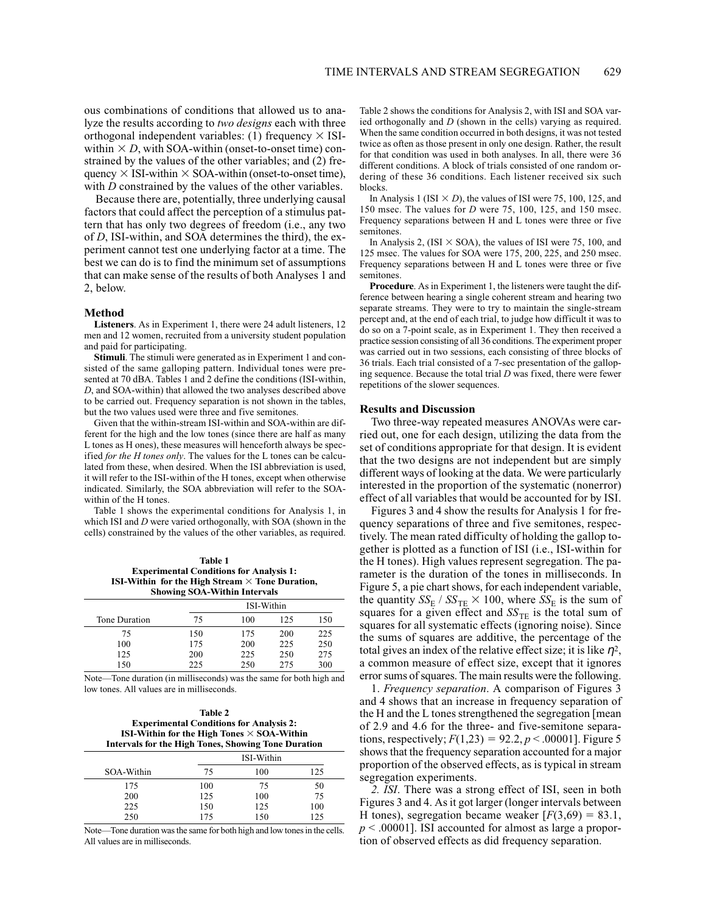ous combinations of conditions that allowed us to analyze the results according to *two designs* each with three orthogonal independent variables: (1) frequency × ISI-within × *D*, with SOA-within (onset-to-onset time) constrained by the values of the other variables; and (2) frequency × ISI-within × SOA-within (onset-to-onset time), with *D* constrained by the values of the other variables.

Because there are, potentially, three underlying causal factors that could affect the perception of a stimulus pattern that has only two degrees of freedom (i.e., any two of *D*, ISI-within, and SOA determines the third), the experiment cannot test one underlying factor at a time. The best we can do is to find the minimum set of assumptions that can make sense of the results of both Analyses 1 and 2, below.

### Method

**Listeners**. As in Experiment 1, there were 24 adult listeners, 12 men and 12 women, recruited from a university student population and paid for participating.

**Stimuli**. The stimuli were generated as in Experiment 1 and consisted of the same galloping pattern. Individual tones were presented at 70 dBA. Tables 1 and 2 define the conditions (ISI-within, *D*, and SOA-within) that allowed the two analyses described above to be carried out. Frequency separation is not shown in the tables, but the two values used were three and five semitones.

Given that the within-stream ISI-within and SOA-within are different for the high and the low tones (since there are half as many L tones as H ones), these measures will henceforth always be specified *for the H tones only*. The values for the L tones can be calculated from these, when desired. When the ISI abbreviation is used, it will refer to the ISI-within of the H tones, except when otherwise indicated. Similarly, the SOA abbreviation will refer to the SOA-within of the H tones.

Table 1 shows the experimental conditions for Analysis 1, in which ISI and *D* were varied orthogonally, with SOA (shown in the cells) constrained by the values of the other variables, as required.

**Table 1**
**Experimental Conditions for Analysis 1: ISI-Within for the High Stream × Tone Duration, Showing SOA-Within Intervals**

| | ISI-Within | | | |
|---|---|---|---|---|
| Tone Duration | 75 | 100 | 125 | 150 |
| 75 | 150 | 175 | 200 | 225 |
| 100 | 175 | 200 | 225 | 250 |
| 125 | 200 | 225 | 250 | 275 |
| 150 | 225 | 250 | 275 | 300 |

Note—Tone duration (in milliseconds) was the same for both high and low tones. All values are in milliseconds.

**Table 2**
**Experimental Conditions for Analysis 2: ISI-Within for the High Tones × SOA-Within Intervals for the High Tones, Showing Tone Duration**

| | ISI-Within | | |
|---|---|---|---|
| SOA-Within | 75 | 100 | 125 |
| 175 | 100 | 75 | 50 |
| 200 | 125 | 100 | 75 |
| 225 | 150 | 125 | 100 |
| 250 | 175 | 150 | 125 |

Note—Tone duration was the same for both high and low tones in the cells. All values are in milliseconds.

Table 2 shows the conditions for Analysis 2, with ISI and SOA varied orthogonally and *D* (shown in the cells) varying as required. When the same condition occurred in both designs, it was not tested twice as often as those present in only one design. Rather, the result for that condition was used in both analyses. In all, there were 36 different conditions. A block of trials consisted of one random ordering of these 36 conditions. Each listener received six such blocks.

In Analysis 1 (ISI × *D*), the values of ISI were 75, 100, 125, and 150 msec. The values for *D* were 75, 100, 125, and 150 msec. Frequency separations between H and L tones were three or five semitones.

In Analysis 2, (ISI × SOA), the values of ISI were 75, 100, and 125 msec. The values for SOA were 175, 200, 225, and 250 msec. Frequency separations between H and L tones were three or five semitones.

**Procedure**. As in Experiment 1, the listeners were taught the difference between hearing a single coherent stream and hearing two separate streams. They were to try to maintain the single-stream percept and, at the end of each trial, to judge how difficult it was to do so on a 7-point scale, as in Experiment 1. They then received a practice session consisting of all 36 conditions. The experiment proper was carried out in two sessions, each consisting of three blocks of 36 trials. Each trial consisted of a 7-sec presentation of the galloping sequence. Because the total trial *D* was fixed, there were fewer repetitions of the slower sequences.

### Results and Discussion

Two three-way repeated measures ANOVAs were carried out, one for each design, utilizing the data from the set of conditions appropriate for that design. It is evident that the two designs are not independent but are simply different ways of looking at the data. We were particularly interested in the proportion of the systematic (nonerror) effect of all variables that would be accounted for by ISI.

Figures 3 and 4 show the results for Analysis 1 for frequency separations of three and five semitones, respectively. The mean rated difficulty of holding the gallop together is plotted as a function of ISI (i.e., ISI-within for the H tones). High values represent segregation. The parameter is the duration of the tones in milliseconds. In Figure 5, a pie chart shows, for each independent variable, the quantity $SS_E$ / $SS_{TE}$ × 100, where $SS_E$ is the sum of squares for a given effect and $SS_{TE}$ is the total sum of squares for all systematic effects (ignoring noise). Since the sums of squares are additive, the percentage of the total gives an index of the relative effect size; it is like $\eta^2$, a common measure of effect size, except that it ignores error sums of squares. The main results were the following.

1. *Frequency separation*. A comparison of Figures 3 and 4 shows that an increase in frequency separation of the H and the L tones strengthened the segregation [mean of 2.9 and 4.6 for the three- and five-semitone separations, respectively; $F(1,23) = 92.2$, $p < .00001$]. Figure 5 shows that the frequency separation accounted for a major proportion of the observed effects, as is typical in stream segregation experiments.

2. *ISI*. There was a strong effect of ISI, seen in both Figures 3 and 4. As it got larger (longer intervals between H tones), segregation became weaker [$F(3,69) = 83.1$, $p < .00001$]. ISI accounted for almost as large a proportion of observed effects as did frequency separation.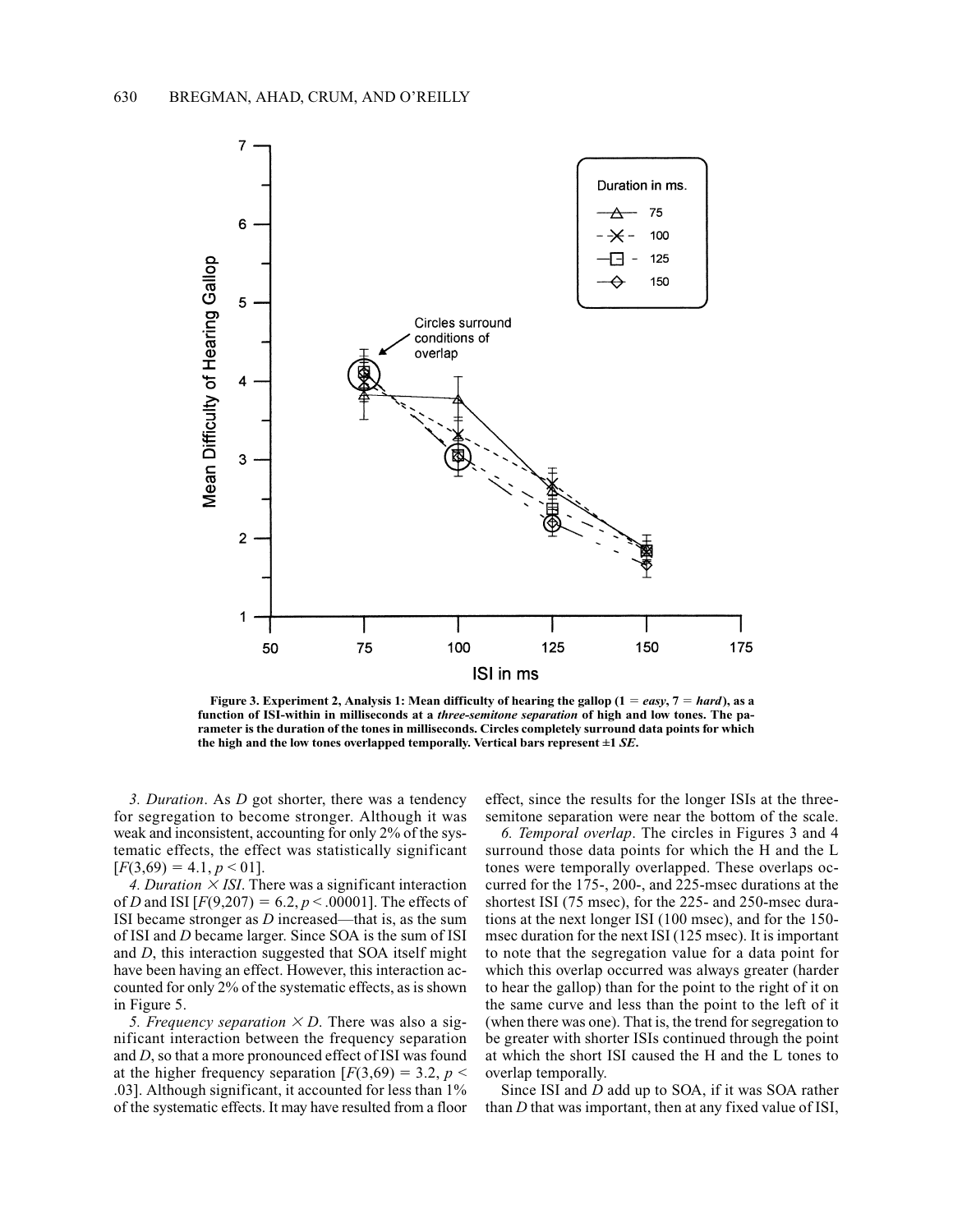**Figure 3. Experiment 2, Analysis 1: Mean difficulty of hearing the gallop (1 = *easy*, 7 = *hard*), as a function of ISI-within in milliseconds at a *three-semitone separation* of high and low tones. The parameter is the duration of the tones in milliseconds. Circles completely surround data points for which the high and the low tones overlapped temporally. Vertical bars represent ±1 *SE*.**

*3. Duration*. As *D* got shorter, there was a tendency for segregation to become stronger. Although it was weak and inconsistent, accounting for only 2% of the systematic effects, the effect was statistically significant [$F(3,69) = 4.1$, $p < 01$].

*4. Duration × ISI*. There was a significant interaction of *D* and ISI [$F(9,207) = 6.2$, $p < .00001$]. The effects of ISI became stronger as *D* increased—that is, as the sum of ISI and *D* became larger. Since SOA is the sum of ISI and *D*, this interaction suggested that SOA itself might have been having an effect. However, this interaction accounted for only 2% of the systematic effects, as is shown in Figure 5.

*5. Frequency separation × D*. There was also a significant interaction between the frequency separation and *D*, so that a more pronounced effect of ISI was found at the higher frequency separation [$F(3,69) = 3.2$, $p < .03$]. Although significant, it accounted for less than 1% of the systematic effects. It may have resulted from a floor effect, since the results for the longer ISIs at the three-semitone separation were near the bottom of the scale.

*6. Temporal overlap*. The circles in Figures 3 and 4 surround those data points for which the H and the L tones were temporally overlapped. These overlaps occurred for the 175-, 200-, and 225-msec durations at the shortest ISI (75 msec), for the 225- and 250-msec durations at the next longer ISI (100 msec), and for the 150-msec duration for the next ISI (125 msec). It is important to note that the segregation value for a data point for which this overlap occurred was always greater (harder to hear the gallop) than for the point to the right of it on the same curve and less than the point to the left of it (when there was one). That is, the trend for segregation to be greater with shorter ISIs continued through the point at which the short ISI caused the H and the L tones to overlap temporally.

Since ISI and *D* add up to SOA, if it was SOA rather than *D* that was important, then at any fixed value of ISI,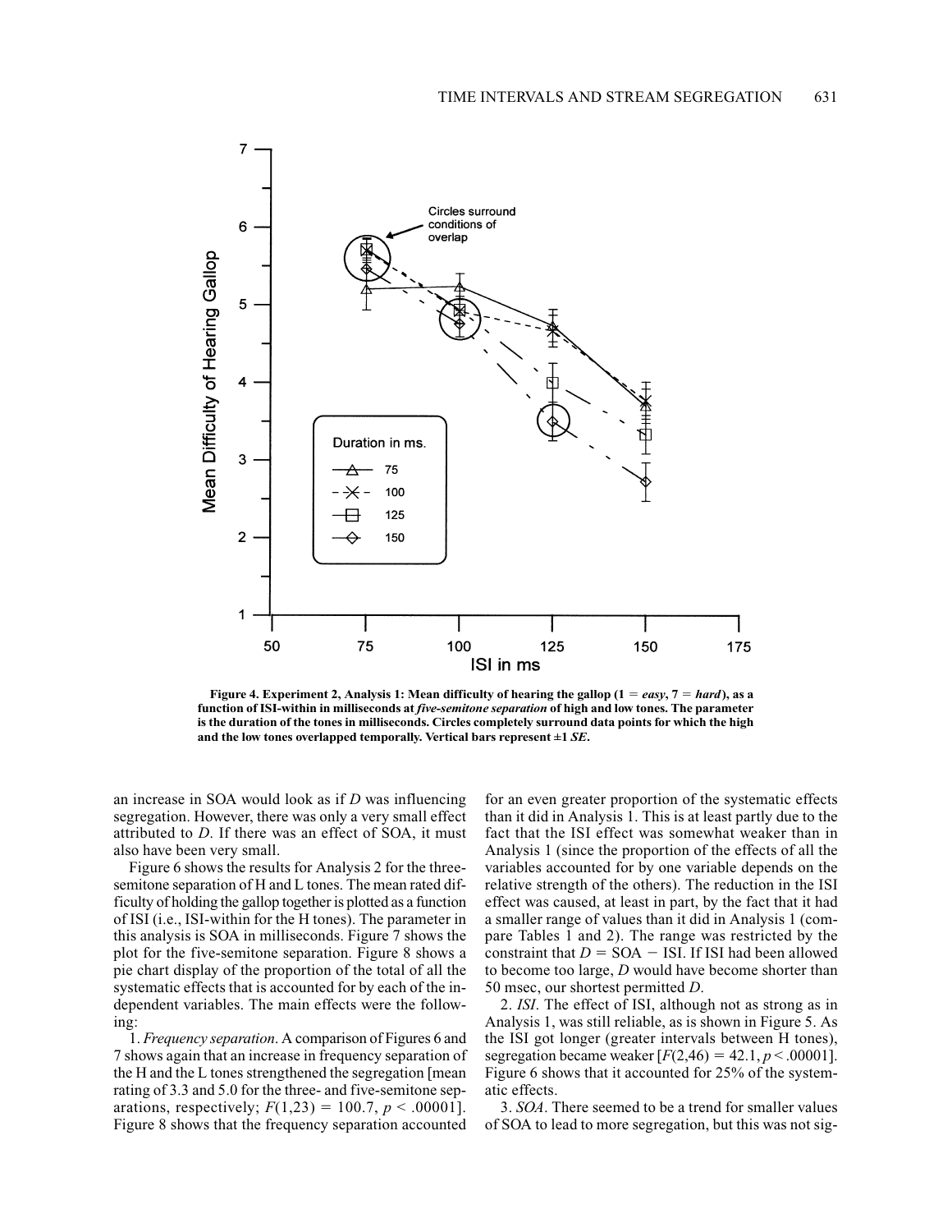**Figure 4. Experiment 2, Analysis 1: Mean difficulty of hearing the gallop (1 = *easy*, 7 = *hard*), as a function of ISI-within in milliseconds at *five-semitone separation* of high and low tones. The parameter is the duration of the tones in milliseconds. Circles completely surround data points for which the high and the low tones overlapped temporally. Vertical bars represent ±1 *SE*.**

an increase in SOA would look as if *D* was influencing segregation. However, there was only a very small effect attributed to *D*. If there was an effect of SOA, it must also have been very small.

Figure 6 shows the results for Analysis 2 for the three-semitone separation of H and L tones. The mean rated difficulty of holding the gallop together is plotted as a function of ISI (i.e., ISI-within for the H tones). The parameter in this analysis is SOA in milliseconds. Figure 7 shows the plot for the five-semitone separation. Figure 8 shows a pie chart display of the proportion of the total of all the systematic effects that is accounted for by each of the independent variables. The main effects were the following:

1. *Frequency separation*. A comparison of Figures 6 and 7 shows again that an increase in frequency separation of the H and the L tones strengthened the segregation [mean rating of 3.3 and 5.0 for the three- and five-semitone separations, respectively; $F(1,23) = 100.7$, $p < .00001$]. Figure 8 shows that the frequency separation accounted for an even greater proportion of the systematic effects than it did in Analysis 1. This is at least partly due to the fact that the ISI effect was somewhat weaker than in Analysis 1 (since the proportion of the effects of all the variables accounted for by one variable depends on the relative strength of the others). The reduction in the ISI effect was caused, at least in part, by the fact that it had a smaller range of values than it did in Analysis 1 (compare Tables 1 and 2). The range was restricted by the constraint that $D = \text{SOA} - \text{ISI}$. If ISI had been allowed to become too large, *D* would have become shorter than 50 msec, our shortest permitted *D*.

2. *ISI*. The effect of ISI, although not as strong as in Analysis 1, was still reliable, as is shown in Figure 5. As the ISI got longer (greater intervals between H tones), segregation became weaker [$F(2,46) = 42.1$, $p < .00001$]. Figure 6 shows that it accounted for 25% of the systematic effects.

3. *SOA*. There seemed to be a trend for smaller values of SOA to lead to more segregation, but this was not sig-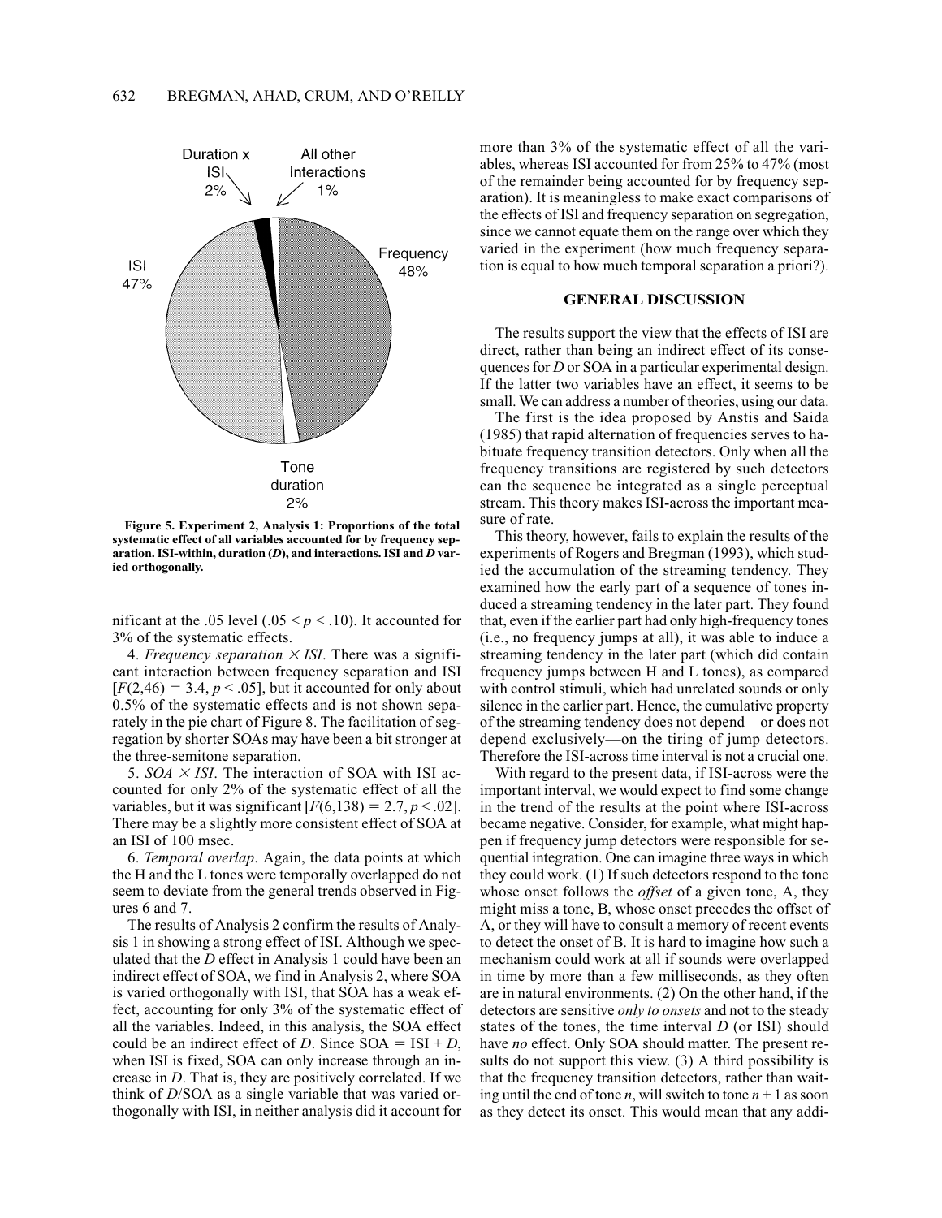Duration x ISI 2%

All other Interactions 1%

Frequency 48%

ISI 47%

Tone duration 2%

**Figure 5. Experiment 2, Analysis 1: Proportions of the total systematic effect of all variables accounted for by frequency separation. ISI-within, duration (*D*), and interactions. ISI and *D* varied orthogonally.**

nificant at the .05 level ($.05 < p < .10$). It accounted for 3% of the systematic effects.

4. *Frequency separation* $\times$ *ISI*. There was a significant interaction between frequency separation and ISI [$F(2,46) = 3.4$, $p < .05$], but it accounted for only about 0.5% of the systematic effects and is not shown separately in the pie chart of Figure 8. The facilitation of segregation by shorter SOAs may have been a bit stronger at the three-semitone separation.

5. *SOA* $\times$ *ISI*. The interaction of SOA with ISI accounted for only 2% of the systematic effect of all the variables, but it was significant [$F(6,138) = 2.7$, $p < .02$]. There may be a slightly more consistent effect of SOA at an ISI of 100 msec.

6. *Temporal overlap*. Again, the data points at which the H and the L tones were temporally overlapped do not seem to deviate from the general trends observed in Figures 6 and 7.

The results of Analysis 2 confirm the results of Analysis 1 in showing a strong effect of ISI. Although we speculated that the *D* effect in Analysis 1 could have been an indirect effect of SOA, we find in Analysis 2, where SOA is varied orthogonally with ISI, that SOA has a weak effect, accounting for only 3% of the systematic effect of all the variables. Indeed, in this analysis, the SOA effect could be an indirect effect of *D*. Since SOA = ISI + *D*, when ISI is fixed, SOA can only increase through an increase in *D*. That is, they are positively correlated. If we think of *D*/SOA as a single variable that was varied orthogonally with ISI, in neither analysis did it account for more than 3% of the systematic effect of all the variables, whereas ISI accounted for from 25% to 47% (most of the remainder being accounted for by frequency separation). It is meaningless to make exact comparisons of the effects of ISI and frequency separation on segregation, since we cannot equate them on the range over which they varied in the experiment (how much frequency separation is equal to how much temporal separation a priori?).

## GENERAL DISCUSSION

The results support the view that the effects of ISI are direct, rather than being an indirect effect of its consequences for *D* or SOA in a particular experimental design. If the latter two variables have an effect, it seems to be small. We can address a number of theories, using our data.

The first is the idea proposed by Anstis and Saida (1985) that rapid alternation of frequencies serves to habituate frequency transition detectors. Only when all the frequency transitions are registered by such detectors can the sequence be integrated as a single perceptual stream. This theory makes ISI-across the important measure of rate.

This theory, however, fails to explain the results of the experiments of Rogers and Bregman (1993), which studied the accumulation of the streaming tendency. They examined how the early part of a sequence of tones induced a streaming tendency in the later part. They found that, even if the earlier part had only high-frequency tones (i.e., no frequency jumps at all), it was able to induce a streaming tendency in the later part (which did contain frequency jumps between H and L tones), as compared with control stimuli, which had unrelated sounds or only silence in the earlier part. Hence, the cumulative property of the streaming tendency does not depend—or does not depend exclusively—on the tiring of jump detectors. Therefore the ISI-across time interval is not a crucial one.

With regard to the present data, if ISI-across were the important interval, we would expect to find some change in the trend of the results at the point where ISI-across became negative. Consider, for example, what might happen if frequency jump detectors were responsible for sequential integration. One can imagine three ways in which they could work. (1) If such detectors respond to the tone whose onset follows the *offset* of a given tone, A, they might miss a tone, B, whose onset precedes the offset of A, or they will have to consult a memory of recent events to detect the onset of B. It is hard to imagine how such a mechanism could work at all if sounds were overlapped in time by more than a few milliseconds, as they often are in natural environments. (2) On the other hand, if the detectors are sensitive *only to onsets* and not to the steady states of the tones, the time interval *D* (or ISI) should have *no* effect. Only SOA should matter. The present results do not support this view. (3) A third possibility is that the frequency transition detectors, rather than waiting until the end of tone $n$, will switch to tone $n + 1$ as soon as they detect its onset. This would mean that any addi-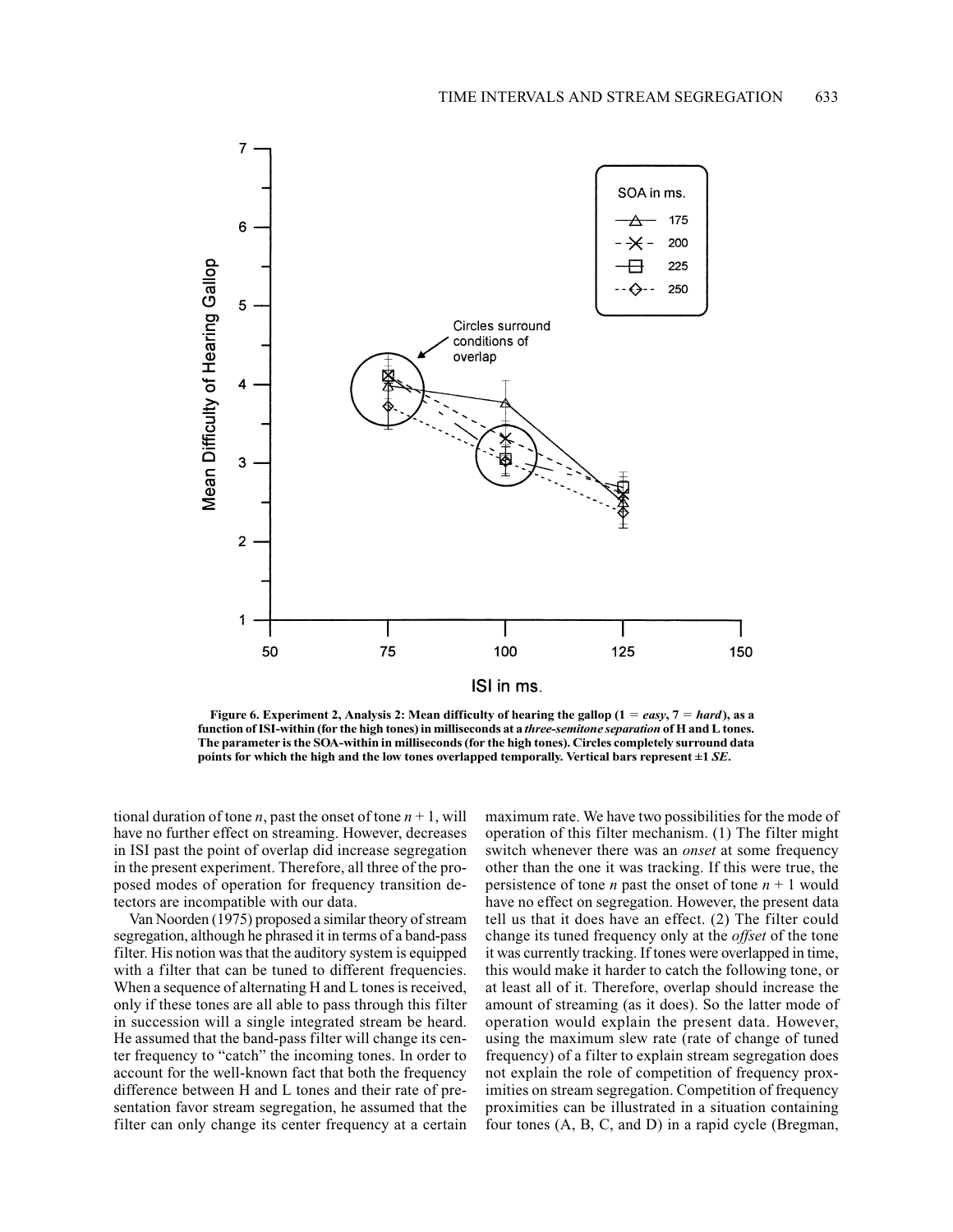Figure 6. Experiment 2, Analysis 2: Mean difficulty of hearing the gallop (1 = *easy*, 7 = *hard*), as a function of ISI-within (for the high tones) in milliseconds at a *three-semitone separation* of H and L tones. The parameter is the SOA-within in milliseconds (for the high tones). Circles completely surround data points for which the high and the low tones overlapped temporally. Vertical bars represent ±1 *SE*.

tional duration of tone $n$, past the onset of tone $n + 1$, will have no further effect on streaming. However, decreases in ISI past the point of overlap did increase segregation in the present experiment. Therefore, all three of the proposed modes of operation for frequency transition detectors are incompatible with our data.

Van Noorden (1975) proposed a similar theory of stream segregation, although he phrased it in terms of a band-pass filter. His notion was that the auditory system is equipped with a filter that can be tuned to different frequencies. When a sequence of alternating H and L tones is received, only if these tones are all able to pass through this filter in succession will a single integrated stream be heard. He assumed that the band-pass filter will change its center frequency to "catch" the incoming tones. In order to account for the well-known fact that both the frequency difference between H and L tones and their rate of presentation favor stream segregation, he assumed that the filter can only change its center frequency at a certain maximum rate. We have two possibilities for the mode of operation of this filter mechanism. (1) The filter might switch whenever there was an *onset* at some frequency other than the one it was tracking. If this were true, the persistence of tone $n$ past the onset of tone $n + 1$ would have no effect on segregation. However, the present data tell us that it does have an effect. (2) The filter could change its tuned frequency only at the *offset* of the tone it was currently tracking. If tones were overlapped in time, this would make it harder to catch the following tone, or at least all of it. Therefore, overlap should increase the amount of streaming (as it does). So the latter mode of operation would explain the present data. However, using the maximum slew rate (rate of change of tuned frequency) of a filter to explain stream segregation does not explain the role of competition of frequency proximities on stream segregation. Competition of frequency proximities can be illustrated in a situation containing four tones (A, B, C, and D) in a rapid cycle (Bregman,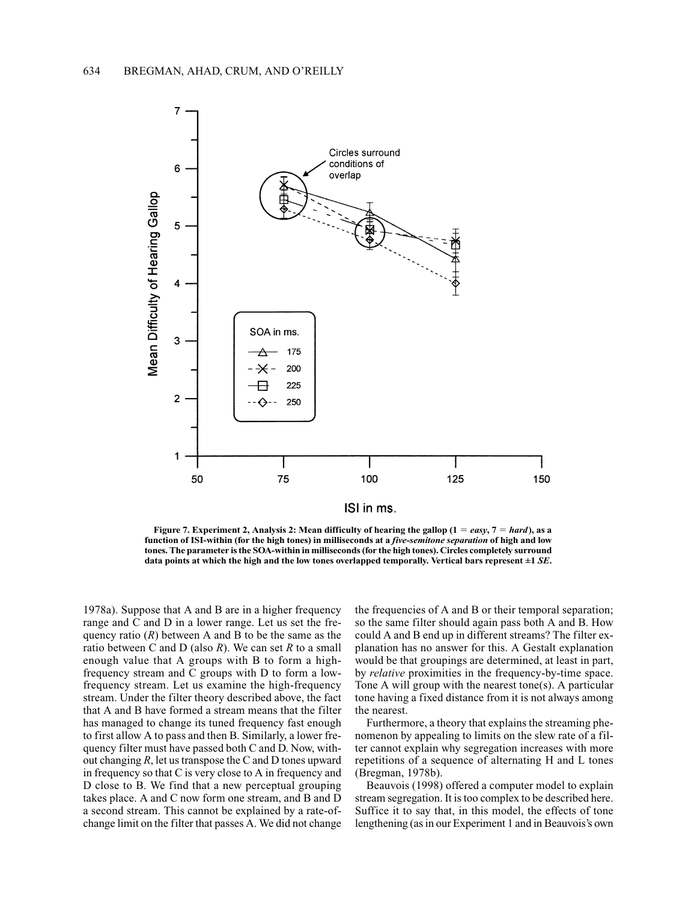**Figure 7. Experiment 2, Analysis 2: Mean difficulty of hearing the gallop (1 = *easy*, 7 = *hard*), as a function of ISI-within (for the high tones) in milliseconds at a *five-semitone separation* of high and low tones. The parameter is the SOA-within in milliseconds (for the high tones). Circles completely surround data points at which the high and the low tones overlapped temporally. Vertical bars represent ±1 *SE*.**

1978a). Suppose that A and B are in a higher frequency range and C and D in a lower range. Let us set the frequency ratio ($R$) between A and B to be the same as the ratio between C and D (also $R$). We can set $R$ to a small enough value that A groups with B to form a high-frequency stream and C groups with D to form a low-frequency stream. Let us examine the high-frequency stream. Under the filter theory described above, the fact that A and B have formed a stream means that the filter has managed to change its tuned frequency fast enough to first allow A to pass and then B. Similarly, a lower frequency filter must have passed both C and D. Now, without changing $R$, let us transpose the C and D tones upward in frequency so that C is very close to A in frequency and D close to B. We find that a new perceptual grouping takes place. A and C now form one stream, and B and D a second stream. This cannot be explained by a rate-of-change limit on the filter that passes A. We did not change the frequencies of A and B or their temporal separation; so the same filter should again pass both A and B. How could A and B end up in different streams? The filter explanation has no answer for this. A Gestalt explanation would be that groupings are determined, at least in part, by *relative* proximities in the frequency-by-time space. Tone A will group with the nearest tone(s). A particular tone having a fixed distance from it is not always among the nearest.

Furthermore, a theory that explains the streaming phenomenon by appealing to limits on the slew rate of a filter cannot explain why segregation increases with more repetitions of a sequence of alternating H and L tones (Bregman, 1978b).

Beauvois (1998) offered a computer model to explain stream segregation. It is too complex to be described here. Suffice it to say that, in this model, the effects of tone lengthening (as in our Experiment 1 and in Beauvois's own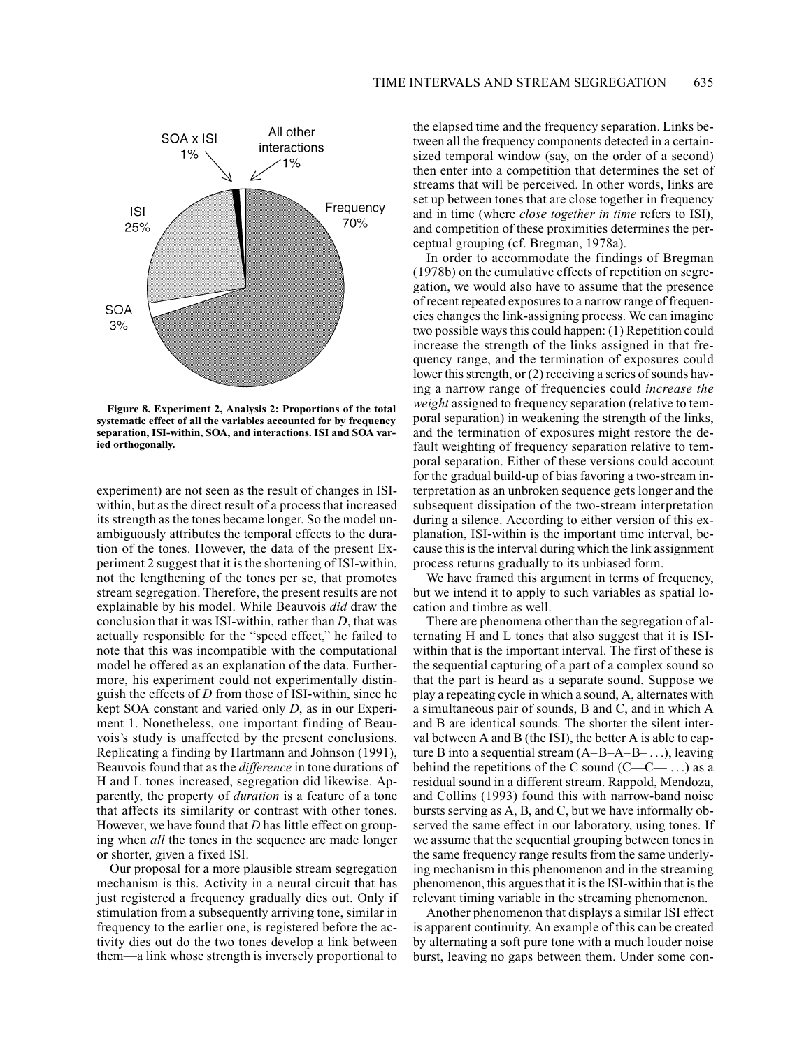Figure 8. Experiment 2, Analysis 2: Proportions of the total systematic effect of all the variables accounted for by frequency separation, ISI-within, SOA, and interactions. ISI and SOA varied orthogonally.

experiment) are not seen as the result of changes in ISI-within, but as the direct result of a process that increased its strength as the tones became longer. So the model unambiguously attributes the temporal effects to the duration of the tones. However, the data of the present Experiment 2 suggest that it is the shortening of ISI-within, not the lengthening of the tones per se, that promotes stream segregation. Therefore, the present results are not explainable by his model. While Beauvois *did* draw the conclusion that it was ISI-within, rather than *D*, that was actually responsible for the "speed effect," he failed to note that this was incompatible with the computational model he offered as an explanation of the data. Furthermore, his experiment could not experimentally distinguish the effects of *D* from those of ISI-within, since he kept SOA constant and varied only *D*, as in our Experiment 1. Nonetheless, one important finding of Beauvois's study is unaffected by the present conclusions. Replicating a finding by Hartmann and Johnson (1991), Beauvois found that as the *difference* in tone durations of H and L tones increased, segregation did likewise. Apparently, the property of *duration* is a feature of a tone that affects its similarity or contrast with other tones. However, we have found that *D* has little effect on grouping when *all* the tones in the sequence are made longer or shorter, given a fixed ISI.

Our proposal for a more plausible stream segregation mechanism is this. Activity in a neural circuit that has just registered a frequency gradually dies out. Only if stimulation from a subsequently arriving tone, similar in frequency to the earlier one, is registered before the activity dies out do the two tones develop a link between them—a link whose strength is inversely proportional to the elapsed time and the frequency separation. Links between all the frequency components detected in a certain-sized temporal window (say, on the order of a second) then enter into a competition that determines the set of streams that will be perceived. In other words, links are set up between tones that are close together in frequency and in time (where *close together in time* refers to ISI), and competition of these proximities determines the perceptual grouping (cf. Bregman, 1978a).

In order to accommodate the findings of Bregman (1978b) on the cumulative effects of repetition on segregation, we would also have to assume that the presence of recent repeated exposures to a narrow range of frequencies changes the link-assigning process. We can imagine two possible ways this could happen: (1) Repetition could increase the strength of the links assigned in that frequency range, and the termination of exposures could lower this strength, or (2) receiving a series of sounds having a narrow range of frequencies could *increase the weight* assigned to frequency separation (relative to temporal separation) in weakening the strength of the links, and the termination of exposures might restore the default weighting of frequency separation relative to temporal separation. Either of these versions could account for the gradual build-up of bias favoring a two-stream interpretation as an unbroken sequence gets longer and the subsequent dissipation of the two-stream interpretation during a silence. According to either version of this explanation, ISI-within is the important time interval, because this is the interval during which the link assignment process returns gradually to its unbiased form.

We have framed this argument in terms of frequency, but we intend it to apply to such variables as spatial location and timbre as well.

There are phenomena other than the segregation of alternating H and L tones that also suggest that it is ISI-within that is the important interval. The first of these is the sequential capturing of a part of a complex sound so that the part is heard as a separate sound. Suppose we play a repeating cycle in which a sound, A, alternates with a simultaneous pair of sounds, B and C, and in which A and B are identical sounds. The shorter the silent interval between A and B (the ISI), the better A is able to capture B into a sequential stream (A–B–A–B– . . .), leaving behind the repetitions of the C sound (C—C— . . .) as a residual sound in a different stream. Rappold, Mendoza, and Collins (1993) found this with narrow-band noise bursts serving as A, B, and C, but we have informally observed the same effect in our laboratory, using tones. If we assume that the sequential grouping between tones in the same frequency range results from the same underlying mechanism in this phenomenon and in the streaming phenomenon, this argues that it is the ISI-within that is the relevant timing variable in the streaming phenomenon.

Another phenomenon that displays a similar ISI effect is apparent continuity. An example of this can be created by alternating a soft pure tone with a much louder noise burst, leaving no gaps between them. Under some con-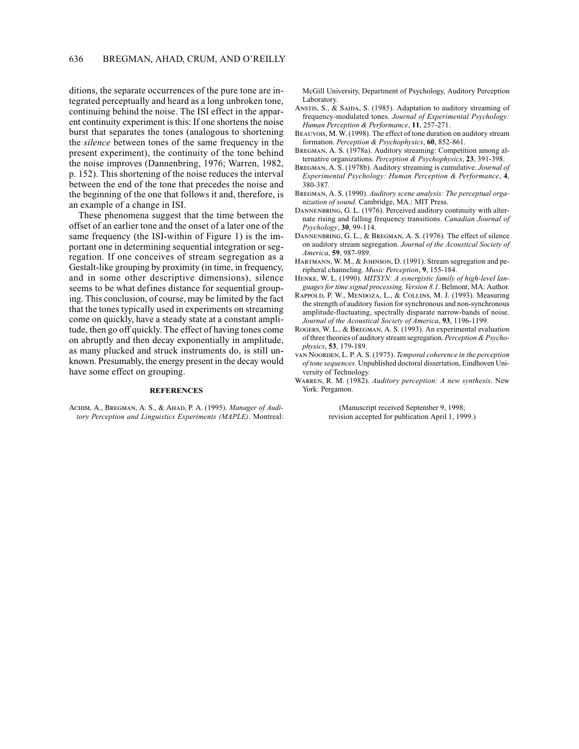ditions, the separate occurrences of the pure tone are integrated perceptually and heard as a long unbroken tone, continuing behind the noise. The ISI effect in the apparent continuity experiment is this: If one shortens the noise burst that separates the tones (analogous to shortening the *silence* between tones of the same frequency in the present experiment), the continuity of the tone behind the noise improves (Dannenbring, 1976; Warren, 1982, p. 152). This shortening of the noise reduces the interval between the end of the tone that precedes the noise and the beginning of the one that follows it and, therefore, is an example of a change in ISI.

These phenomena suggest that the time between the offset of an earlier tone and the onset of a later one of the same frequency (the ISI-within of Figure 1) is the important one in determining sequential integration or segregation. If one conceives of stream segregation as a Gestalt-like grouping by proximity (in time, in frequency, and in some other descriptive dimensions), silence seems to be what defines distance for sequential grouping. This conclusion, of course, may be limited by the fact that the tones typically used in experiments on streaming come on quickly, have a steady state at a constant amplitude, then go off quickly. The effect of having tones come on abruptly and then decay exponentially in amplitude, as many plucked and struck instruments do, is still unknown. Presumably, the energy present in the decay would have some effect on grouping.

## REFERENCES

Achim, A., Bregman, A. S., & Ahad, P. A. (1995). *Manager of Auditory Perception and Linguistics Experiments (MAPLE)*. Montreal: McGill University, Department of Psychology, Auditory Perception Laboratory.

Anstis, S., & Saida, S. (1985). Adaptation to auditory streaming of frequency-modulated tones. *Journal of Experimental Psychology: Human Perception & Performance*, **11**, 257-271.

Beauvois, M. W. (1998). The effect of tone duration on auditory stream formation. *Perception & Psychophysics*, **60**, 852-861.

Bregman, A. S. (1978a). Auditory streaming: Competition among alternative organizations. *Perception & Psychophysics*, **23**, 391-398.

Bregman, A. S. (1978b). Auditory streaming is cumulative. *Journal of Experimental Psychology: Human Perception & Performance*, **4**, 380-387.

Bregman, A. S. (1990). *Auditory scene analysis: The perceptual organization of sound*. Cambridge, MA.: MIT Press.

Dannenbring, G. L. (1976). Perceived auditory continuity with alternate rising and falling frequency transitions. *Canadian Journal of Psychology*, **30**, 99-114.

Dannenbring, G. L., & Bregman, A. S. (1976). The effect of silence on auditory stream segregation. *Journal of the Acoustical Society of America*, **59**, 987-989.

Hartmann, W. M., & Johnson, D. (1991). Stream segregation and peripheral channeling. *Music Perception*, **9**, 155-184.

Henke, W. L. (1990). *MITSYN: A synergistic family of high-level languages for time signal processing. Version 8.1*. Belmont, MA: Author.

Rappold, P. W., Mendoza, L., & Collins, M. J. (1993). Measuring the strength of auditory fusion for synchronous and non-synchronous amplitude-fluctuating, spectrally disparate narrow-bands of noise. *Journal of the Acoustical Society of America*, **93**, 1196-1199.

Rogers, W. L., & Bregman, A. S. (1993). An experimental evaluation of three theories of auditory stream segregation. *Perception & Psychophysics*, **53**, 179-189.

van Noorden, L. P. A. S. (1975). *Temporal coherence in the perception of tone sequences*. Unpublished doctoral dissertation, Eindhoven University of Technology.

Warren, R. M. (1982). *Auditory perception: A new synthesis*. New York: Pergamon.

(Manuscript received September 9, 1998;
revision accepted for publication April 1, 1999.)